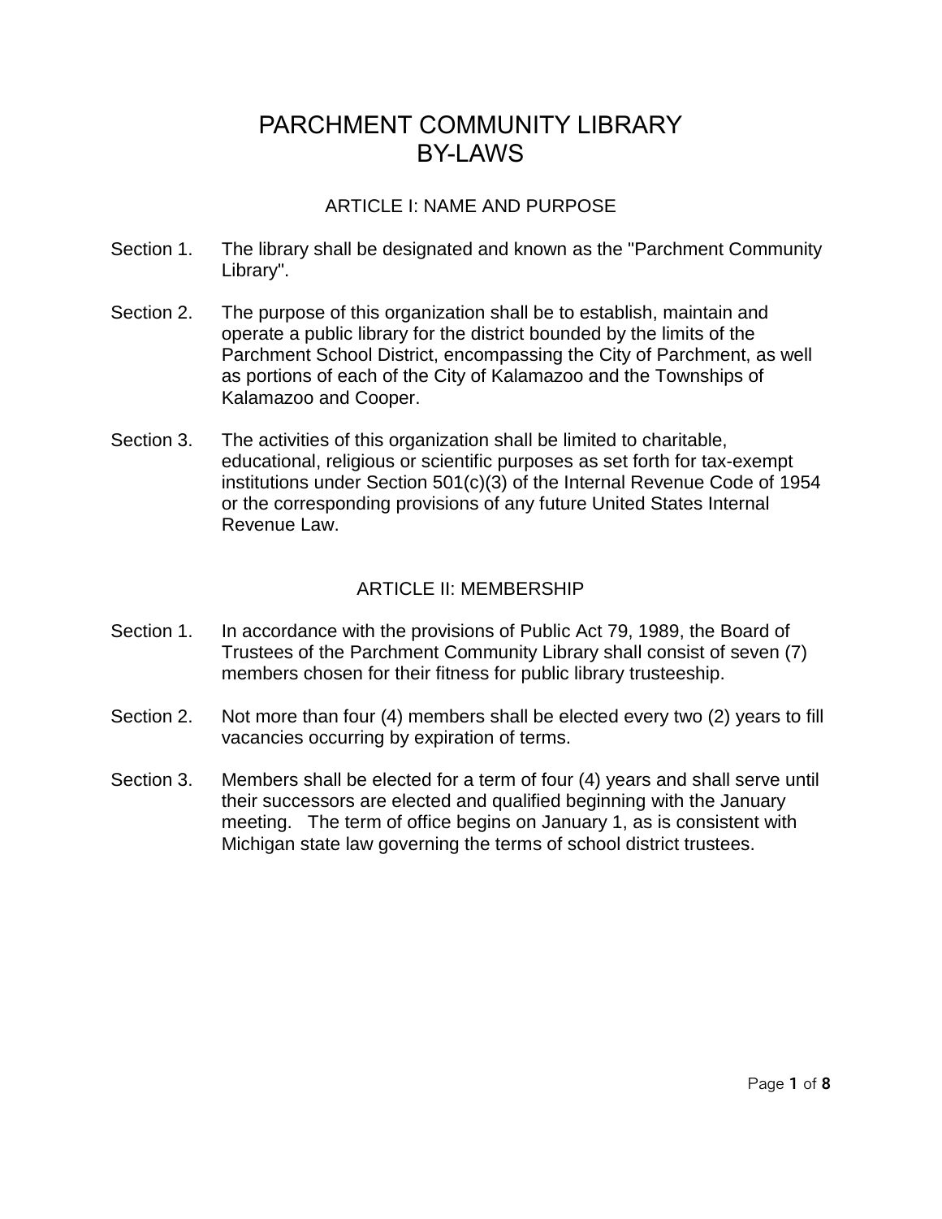# PARCHMENT COMMUNITY LIBRARY
# BY-LAWS

## ARTICLE I: NAME AND PURPOSE

Section 1. The library shall be designated and known as the "Parchment Community Library".

Section 2. The purpose of this organization shall be to establish, maintain and operate a public library for the district bounded by the limits of the Parchment School District, encompassing the City of Parchment, as well as portions of each of the City of Kalamazoo and the Townships of Kalamazoo and Cooper.

Section 3. The activities of this organization shall be limited to charitable, educational, religious or scientific purposes as set forth for tax-exempt institutions under Section 501(c)(3) of the Internal Revenue Code of 1954 or the corresponding provisions of any future United States Internal Revenue Law.

## ARTICLE II: MEMBERSHIP

Section 1. In accordance with the provisions of Public Act 79, 1989, the Board of Trustees of the Parchment Community Library shall consist of seven (7) members chosen for their fitness for public library trusteeship.

Section 2. Not more than four (4) members shall be elected every two (2) years to fill vacancies occurring by expiration of terms.

Section 3. Members shall be elected for a term of four (4) years and shall serve until their successors are elected and qualified beginning with the January meeting. The term of office begins on January 1, as is consistent with Michigan state law governing the terms of school district trustees.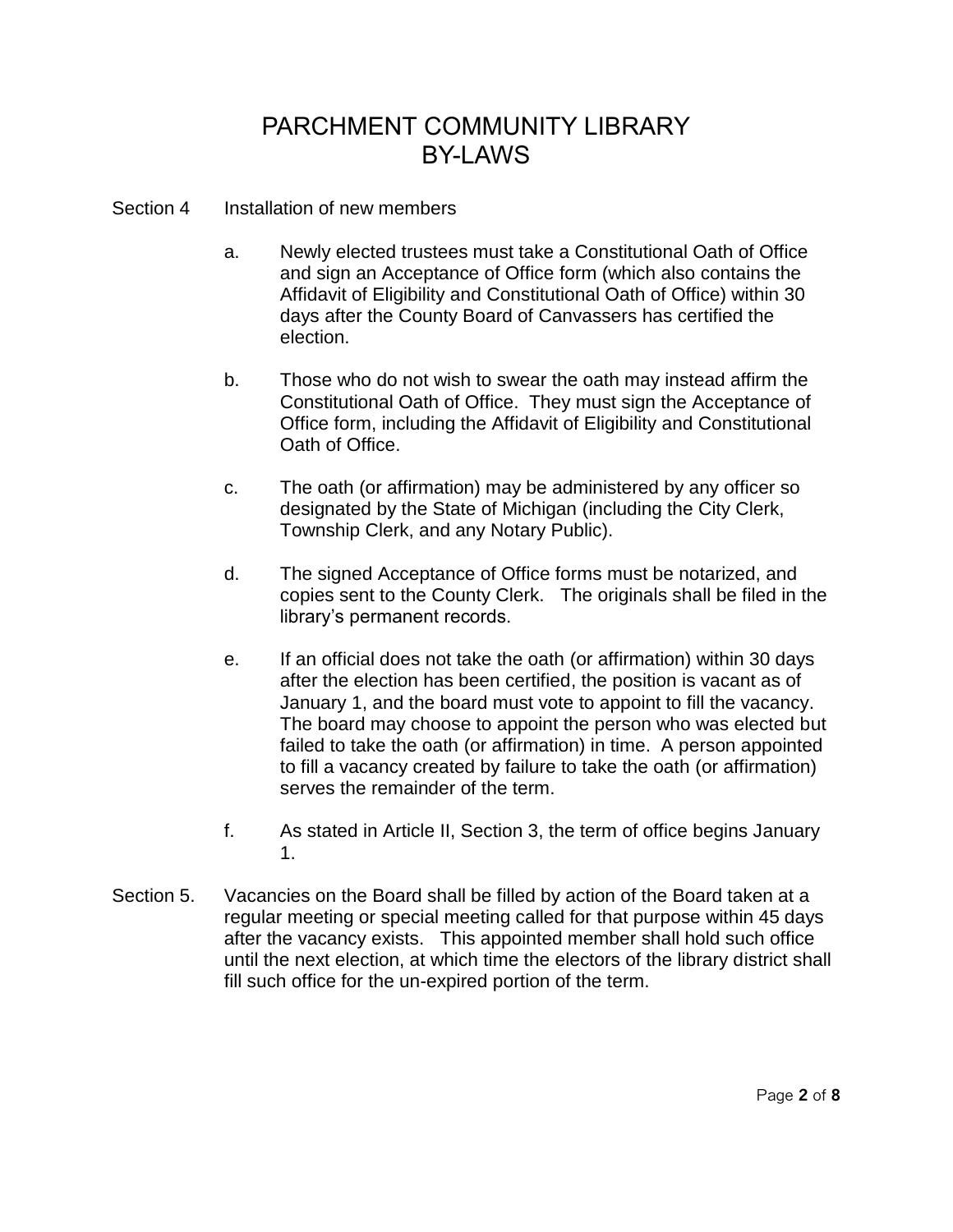Section 4 Installation of new members

a. Newly elected trustees must take a Constitutional Oath of Office and sign an Acceptance of Office form (which also contains the Affidavit of Eligibility and Constitutional Oath of Office) within 30 days after the County Board of Canvassers has certified the election.

b. Those who do not wish to swear the oath may instead affirm the Constitutional Oath of Office. They must sign the Acceptance of Office form, including the Affidavit of Eligibility and Constitutional Oath of Office.

c. The oath (or affirmation) may be administered by any officer so designated by the State of Michigan (including the City Clerk, Township Clerk, and any Notary Public).

d. The signed Acceptance of Office forms must be notarized, and copies sent to the County Clerk. The originals shall be filed in the library's permanent records.

e. If an official does not take the oath (or affirmation) within 30 days after the election has been certified, the position is vacant as of January 1, and the board must vote to appoint to fill the vacancy. The board may choose to appoint the person who was elected but failed to take the oath (or affirmation) in time. A person appointed to fill a vacancy created by failure to take the oath (or affirmation) serves the remainder of the term.

f. As stated in Article II, Section 3, the term of office begins January 1.

Section 5. Vacancies on the Board shall be filled by action of the Board taken at a regular meeting or special meeting called for that purpose within 45 days after the vacancy exists. This appointed member shall hold such office until the next election, at which time the electors of the library district shall fill such office for the un-expired portion of the term.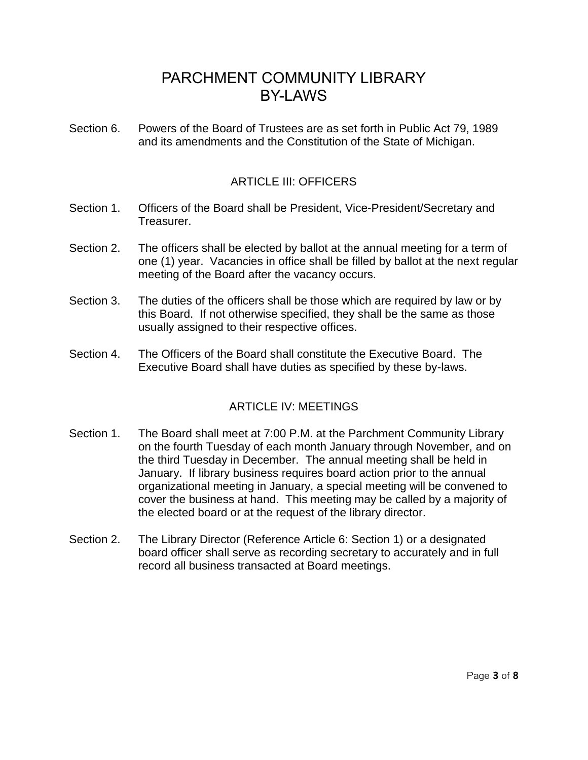# PARCHMENT COMMUNITY LIBRARY BY-LAWS

Section 6. Powers of the Board of Trustees are as set forth in Public Act 79, 1989 and its amendments and the Constitution of the State of Michigan.

## ARTICLE III: OFFICERS

Section 1. Officers of the Board shall be President, Vice-President/Secretary and Treasurer.

Section 2. The officers shall be elected by ballot at the annual meeting for a term of one (1) year. Vacancies in office shall be filled by ballot at the next regular meeting of the Board after the vacancy occurs.

Section 3. The duties of the officers shall be those which are required by law or by this Board. If not otherwise specified, they shall be the same as those usually assigned to their respective offices.

Section 4. The Officers of the Board shall constitute the Executive Board. The Executive Board shall have duties as specified by these by-laws.

## ARTICLE IV: MEETINGS

Section 1. The Board shall meet at 7:00 P.M. at the Parchment Community Library on the fourth Tuesday of each month January through November, and on the third Tuesday in December. The annual meeting shall be held in January. If library business requires board action prior to the annual organizational meeting in January, a special meeting will be convened to cover the business at hand. This meeting may be called by a majority of the elected board or at the request of the library director.

Section 2. The Library Director (Reference Article 6: Section 1) or a designated board officer shall serve as recording secretary to accurately and in full record all business transacted at Board meetings.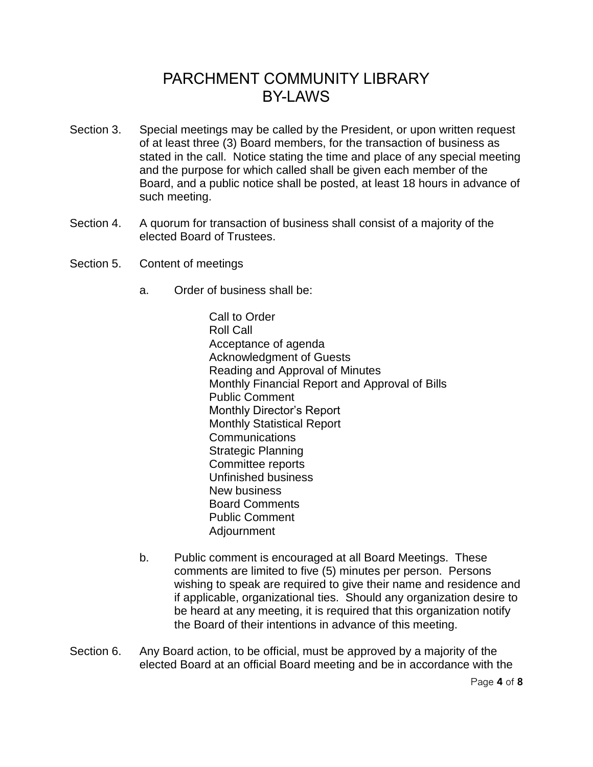# PARCHMENT COMMUNITY LIBRARY BY-LAWS

Section 3. Special meetings may be called by the President, or upon written request of at least three (3) Board members, for the transaction of business as stated in the call. Notice stating the time and place of any special meeting and the purpose for which called shall be given each member of the Board, and a public notice shall be posted, at least 18 hours in advance of such meeting.

Section 4. A quorum for transaction of business shall consist of a majority of the elected Board of Trustees.

Section 5. Content of meetings

a. Order of business shall be:

Call to Order
Roll Call
Acceptance of agenda
Acknowledgment of Guests
Reading and Approval of Minutes
Monthly Financial Report and Approval of Bills
Public Comment
Monthly Director's Report
Monthly Statistical Report
Communications
Strategic Planning
Committee reports
Unfinished business
New business
Board Comments
Public Comment
Adjournment

b. Public comment is encouraged at all Board Meetings. These comments are limited to five (5) minutes per person. Persons wishing to speak are required to give their name and residence and if applicable, organizational ties. Should any organization desire to be heard at any meeting, it is required that this organization notify the Board of their intentions in advance of this meeting.

Section 6. Any Board action, to be official, must be approved by a majority of the elected Board at an official Board meeting and be in accordance with the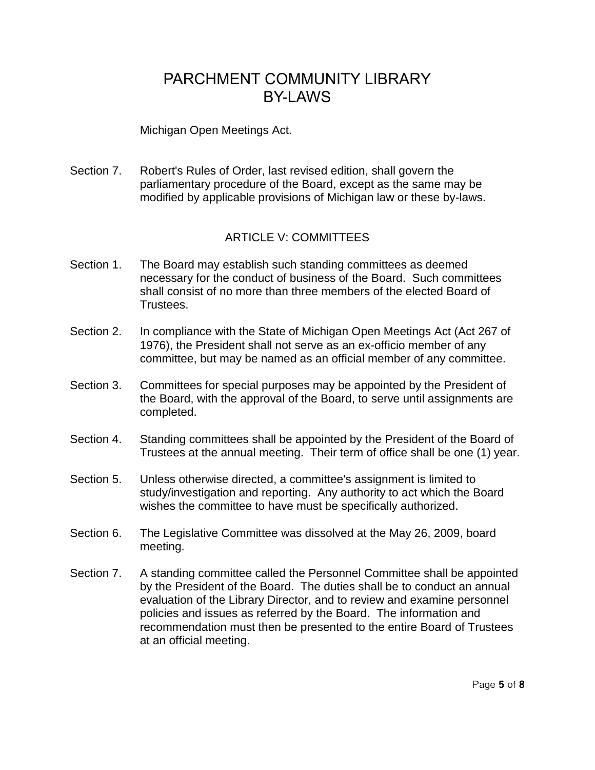Michigan Open Meetings Act.

Section 7. Robert's Rules of Order, last revised edition, shall govern the parliamentary procedure of the Board, except as the same may be modified by applicable provisions of Michigan law or these by-laws.

## ARTICLE V: COMMITTEES

Section 1. The Board may establish such standing committees as deemed necessary for the conduct of business of the Board. Such committees shall consist of no more than three members of the elected Board of Trustees.

Section 2. In compliance with the State of Michigan Open Meetings Act (Act 267 of 1976), the President shall not serve as an ex-officio member of any committee, but may be named as an official member of any committee.

Section 3. Committees for special purposes may be appointed by the President of the Board, with the approval of the Board, to serve until assignments are completed.

Section 4. Standing committees shall be appointed by the President of the Board of Trustees at the annual meeting. Their term of office shall be one (1) year.

Section 5. Unless otherwise directed, a committee's assignment is limited to study/investigation and reporting. Any authority to act which the Board wishes the committee to have must be specifically authorized.

Section 6. The Legislative Committee was dissolved at the May 26, 2009, board meeting.

Section 7. A standing committee called the Personnel Committee shall be appointed by the President of the Board. The duties shall be to conduct an annual evaluation of the Library Director, and to review and examine personnel policies and issues as referred by the Board. The information and recommendation must then be presented to the entire Board of Trustees at an official meeting.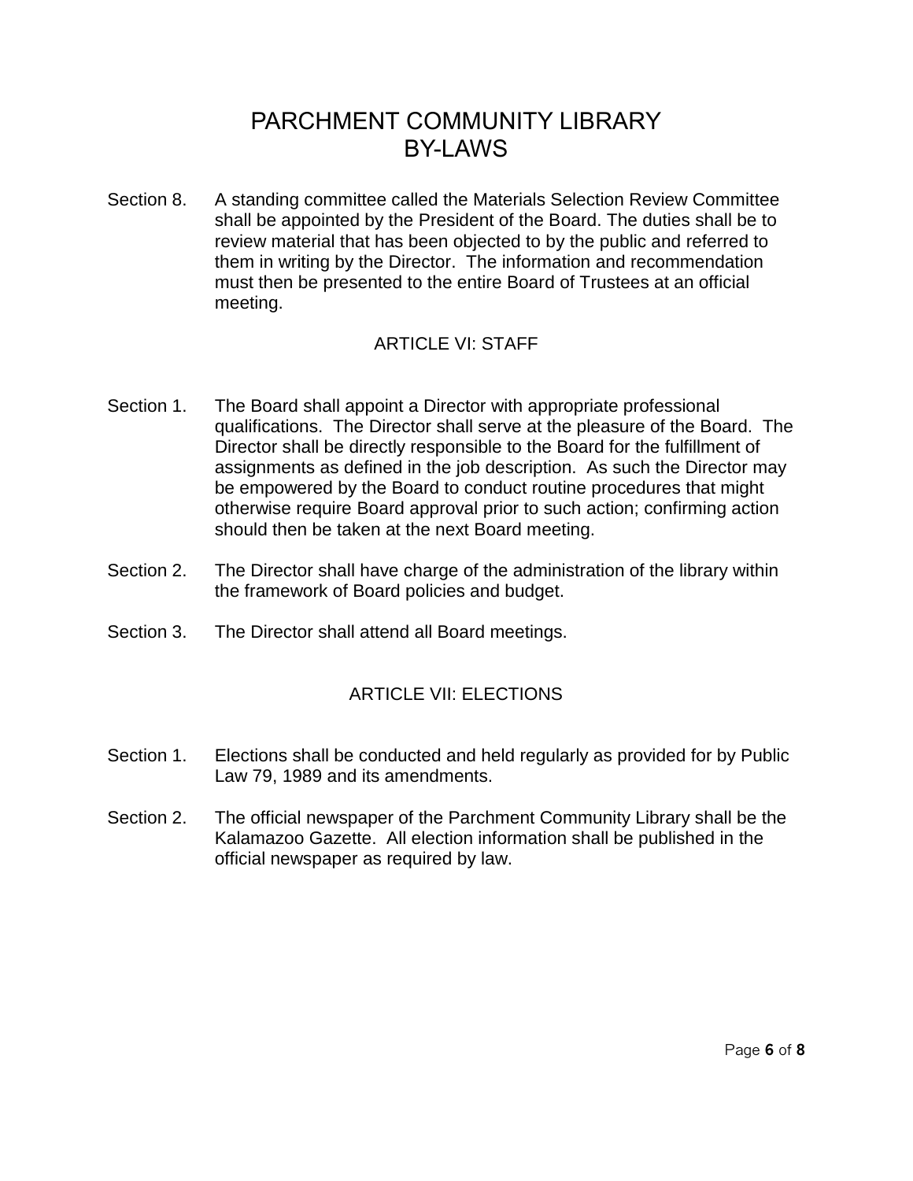# PARCHMENT COMMUNITY LIBRARY
# BY-LAWS

Section 8. A standing committee called the Materials Selection Review Committee shall be appointed by the President of the Board. The duties shall be to review material that has been objected to by the public and referred to them in writing by the Director. The information and recommendation must then be presented to the entire Board of Trustees at an official meeting.

## ARTICLE VI: STAFF

Section 1. The Board shall appoint a Director with appropriate professional qualifications. The Director shall serve at the pleasure of the Board. The Director shall be directly responsible to the Board for the fulfillment of assignments as defined in the job description. As such the Director may be empowered by the Board to conduct routine procedures that might otherwise require Board approval prior to such action; confirming action should then be taken at the next Board meeting.

Section 2. The Director shall have charge of the administration of the library within the framework of Board policies and budget.

Section 3. The Director shall attend all Board meetings.

## ARTICLE VII: ELECTIONS

Section 1. Elections shall be conducted and held regularly as provided for by Public Law 79, 1989 and its amendments.

Section 2. The official newspaper of the Parchment Community Library shall be the Kalamazoo Gazette. All election information shall be published in the official newspaper as required by law.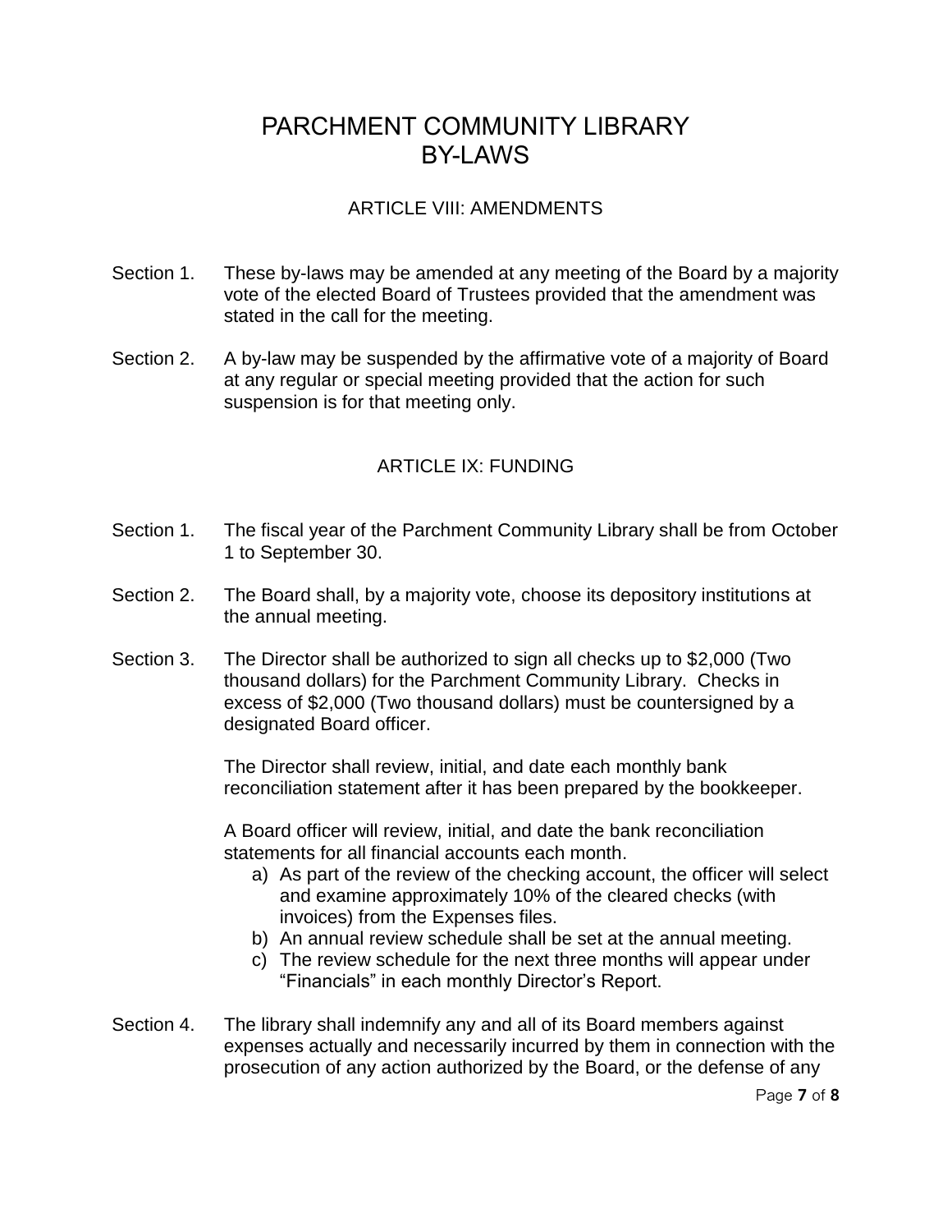# PARCHMENT COMMUNITY LIBRARY BY-LAWS

## ARTICLE VIII: AMENDMENTS

Section 1. These by-laws may be amended at any meeting of the Board by a majority vote of the elected Board of Trustees provided that the amendment was stated in the call for the meeting.

Section 2. A by-law may be suspended by the affirmative vote of a majority of Board at any regular or special meeting provided that the action for such suspension is for that meeting only.

## ARTICLE IX: FUNDING

Section 1. The fiscal year of the Parchment Community Library shall be from October 1 to September 30.

Section 2. The Board shall, by a majority vote, choose its depository institutions at the annual meeting.

Section 3. The Director shall be authorized to sign all checks up to $2,000 (Two thousand dollars) for the Parchment Community Library. Checks in excess of $2,000 (Two thousand dollars) must be countersigned by a designated Board officer.

The Director shall review, initial, and date each monthly bank reconciliation statement after it has been prepared by the bookkeeper.

A Board officer will review, initial, and date the bank reconciliation statements for all financial accounts each month.

a) As part of the review of the checking account, the officer will select and examine approximately 10% of the cleared checks (with invoices) from the Expenses files.
b) An annual review schedule shall be set at the annual meeting.
c) The review schedule for the next three months will appear under "Financials" in each monthly Director's Report.

Section 4. The library shall indemnify any and all of its Board members against expenses actually and necessarily incurred by them in connection with the prosecution of any action authorized by the Board, or the defense of any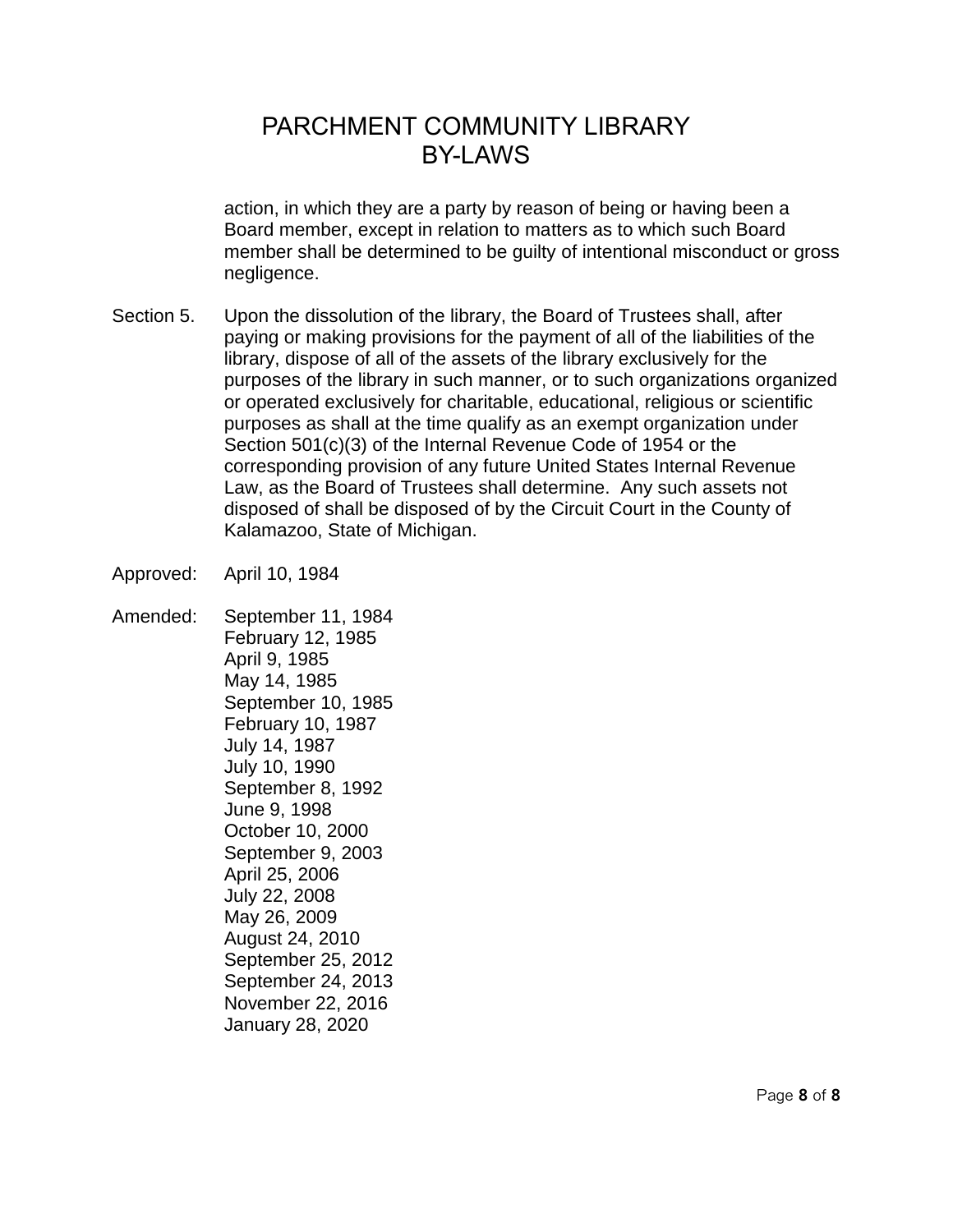action, in which they are a party by reason of being or having been a Board member, except in relation to matters as to which such Board member shall be determined to be guilty of intentional misconduct or gross negligence.

Section 5. Upon the dissolution of the library, the Board of Trustees shall, after paying or making provisions for the payment of all of the liabilities of the library, dispose of all of the assets of the library exclusively for the purposes of the library in such manner, or to such organizations organized or operated exclusively for charitable, educational, religious or scientific purposes as shall at the time qualify as an exempt organization under Section 501(c)(3) of the Internal Revenue Code of 1954 or the corresponding provision of any future United States Internal Revenue Law, as the Board of Trustees shall determine. Any such assets not disposed of shall be disposed of by the Circuit Court in the County of Kalamazoo, State of Michigan.

Approved: April 10, 1984

Amended: September 11, 1984
February 12, 1985
April 9, 1985
May 14, 1985
September 10, 1985
February 10, 1987
July 14, 1987
July 10, 1990
September 8, 1992
June 9, 1998
October 10, 2000
September 9, 2003
April 25, 2006
July 22, 2008
May 26, 2009
August 24, 2010
September 25, 2012
September 24, 2013
November 22, 2016
January 28, 2020